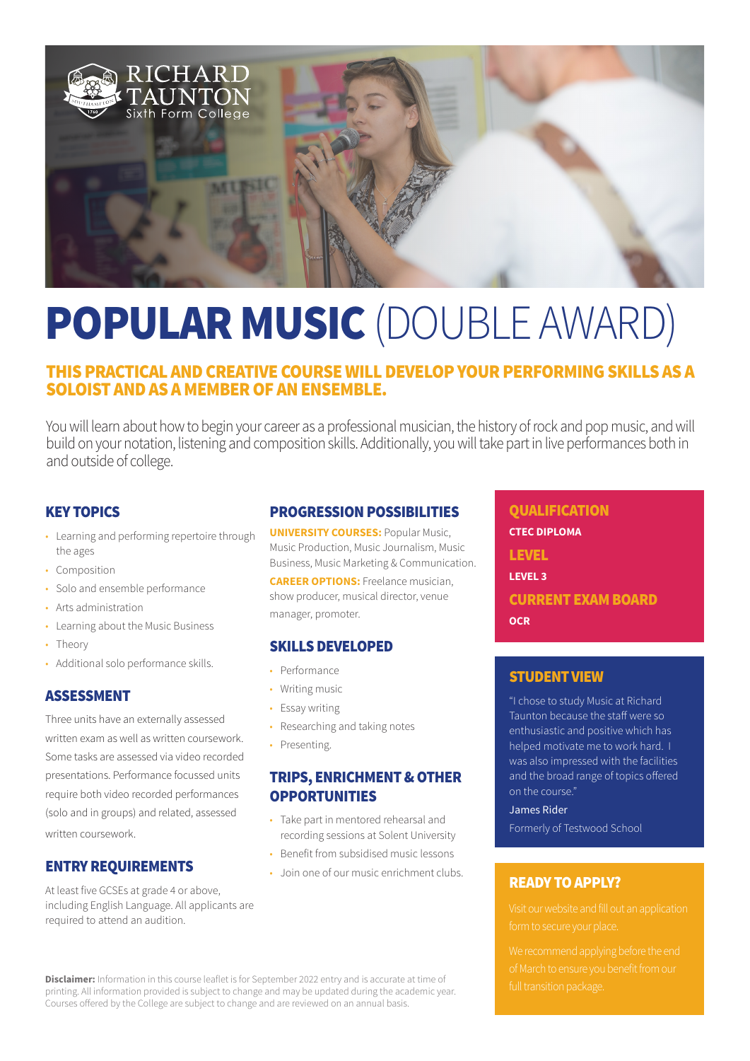RICHARD TAUNTON
Sixth Form College

# POPULAR MUSIC (DOUBLE AWARD)

## THIS PRACTICAL AND CREATIVE COURSE WILL DEVELOP YOUR PERFORMING SKILLS AS A SOLOIST AND AS A MEMBER OF AN ENSEMBLE.

You will learn about how to begin your career as a professional musician, the history of rock and pop music, and will build on your notation, listening and composition skills. Additionally, you will take part in live performances both in and outside of college.

### KEY TOPICS

- Learning and performing repertoire through the ages
- Composition
- Solo and ensemble performance
- Arts administration
- Learning about the Music Business
- Theory
- Additional solo performance skills.

### ASSESSMENT

Three units have an externally assessed written exam as well as written coursework. Some tasks are assessed via video recorded presentations. Performance focussed units require both video recorded performances (solo and in groups) and related, assessed written coursework.

### ENTRY REQUIREMENTS

At least five GCSEs at grade 4 or above, including English Language. All applicants are required to attend an audition.

### PROGRESSION POSSIBILITIES

**UNIVERSITY COURSES:** Popular Music, Music Production, Music Journalism, Music Business, Music Marketing & Communication.

**CAREER OPTIONS:** Freelance musician, show producer, musical director, venue manager, promoter.

### SKILLS DEVELOPED

- Performance
- Writing music
- Essay writing
- Researching and taking notes
- Presenting.

### TRIPS, ENRICHMENT & OTHER OPPORTUNITIES

- Take part in mentored rehearsal and recording sessions at Solent University
- Benefit from subsidised music lessons
- Join one of our music enrichment clubs.

### QUALIFICATION

**CTEC DIPLOMA**

### LEVEL

**LEVEL 3**

### CURRENT EXAM BOARD

**OCR**

### STUDENT VIEW

"I chose to study Music at Richard Taunton because the staff were so enthusiastic and positive which has helped motivate me to work hard. I was also impressed with the facilities and the broad range of topics offered on the course."

James Rider

Formerly of Testwood School

### READY TO APPLY?

Visit our website and fill out an application form to secure your place.

We recommend applying before the end of March to ensure you benefit from our full transition package.

**Disclaimer:** Information in this course leaflet is for September 2022 entry and is accurate at time of printing. All information provided is subject to change and may be updated during the academic year. Courses offered by the College are subject to change and are reviewed on an annual basis.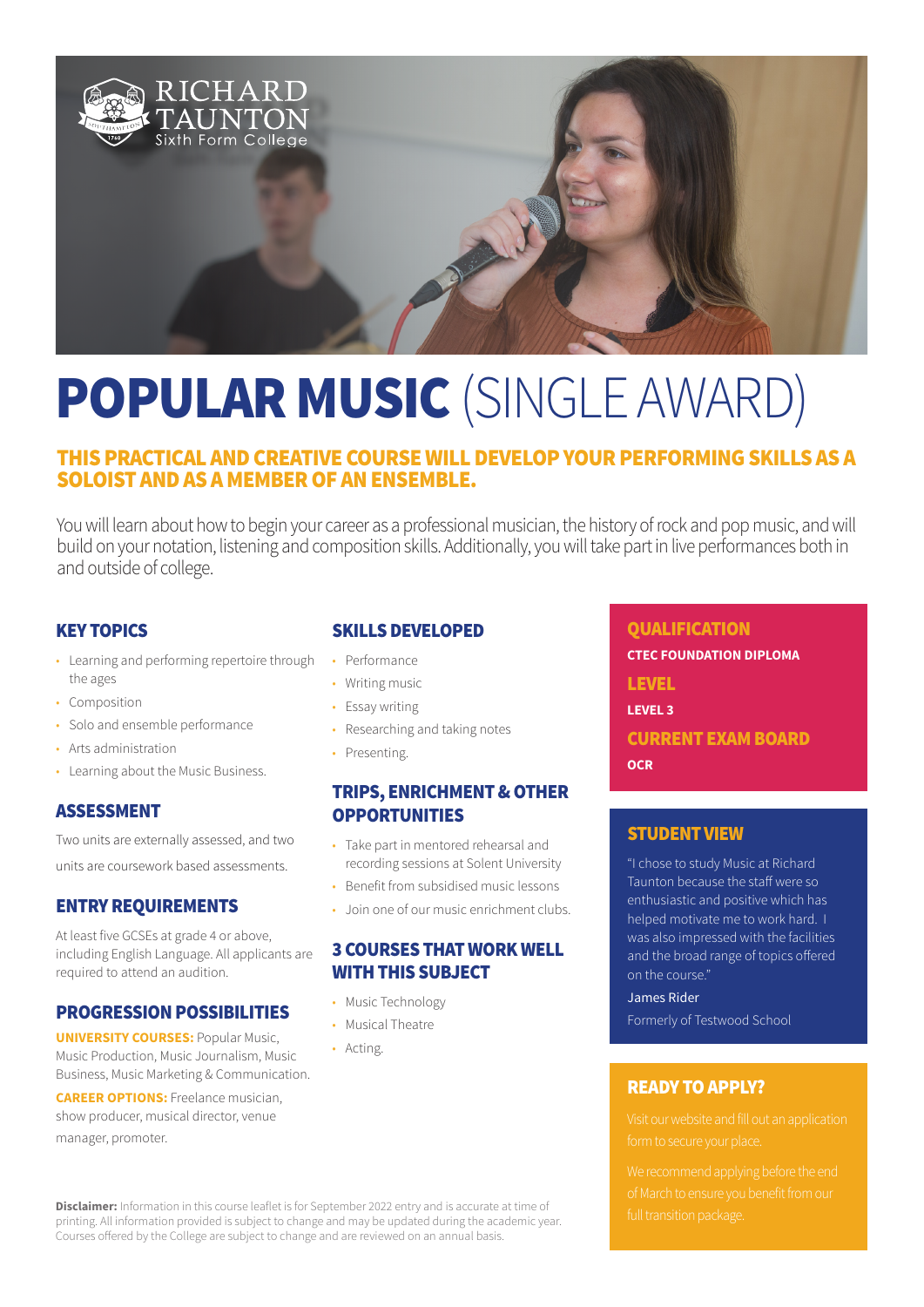RICHARD TAUNTON
Sixth Form College

# POPULAR MUSIC (SINGLE AWARD)

## THIS PRACTICAL AND CREATIVE COURSE WILL DEVELOP YOUR PERFORMING SKILLS AS A SOLOIST AND AS A MEMBER OF AN ENSEMBLE.

You will learn about how to begin your career as a professional musician, the history of rock and pop music, and will build on your notation, listening and composition skills. Additionally, you will take part in live performances both in and outside of college.

### KEY TOPICS

- Learning and performing repertoire through the ages
- Composition
- Solo and ensemble performance
- Arts administration
- Learning about the Music Business.

### ASSESSMENT

Two units are externally assessed, and two units are coursework based assessments.

### ENTRY REQUIREMENTS

At least five GCSEs at grade 4 or above, including English Language. All applicants are required to attend an audition.

### PROGRESSION POSSIBILITIES

**UNIVERSITY COURSES:** Popular Music, Music Production, Music Journalism, Music Business, Music Marketing & Communication.

**CAREER OPTIONS:** Freelance musician, show producer, musical director, venue manager, promoter.

### SKILLS DEVELOPED

- Performance
- Writing music
- Essay writing
- Researching and taking notes
- Presenting.

### TRIPS, ENRICHMENT & OTHER OPPORTUNITIES

- Take part in mentored rehearsal and recording sessions at Solent University
- Benefit from subsidised music lessons
- Join one of our music enrichment clubs.

### 3 COURSES THAT WORK WELL WITH THIS SUBJECT

- Music Technology
- Musical Theatre
- Acting.

### QUALIFICATION

**CTEC FOUNDATION DIPLOMA**

### LEVEL

**LEVEL 3**

### CURRENT EXAM BOARD

**OCR**

### STUDENT VIEW

"I chose to study Music at Richard Taunton because the staff were so enthusiastic and positive which has helped motivate me to work hard. I was also impressed with the facilities and the broad range of topics offered on the course."

James Rider

Formerly of Testwood School

### READY TO APPLY?

Visit our website and fill out an application form to secure your place.

We recommend applying before the end of March to ensure you benefit from our full transition package.

**Disclaimer:** Information in this course leaflet is for September 2022 entry and is accurate at time of printing. All information provided is subject to change and may be updated during the academic year. Courses offered by the College are subject to change and are reviewed on an annual basis.